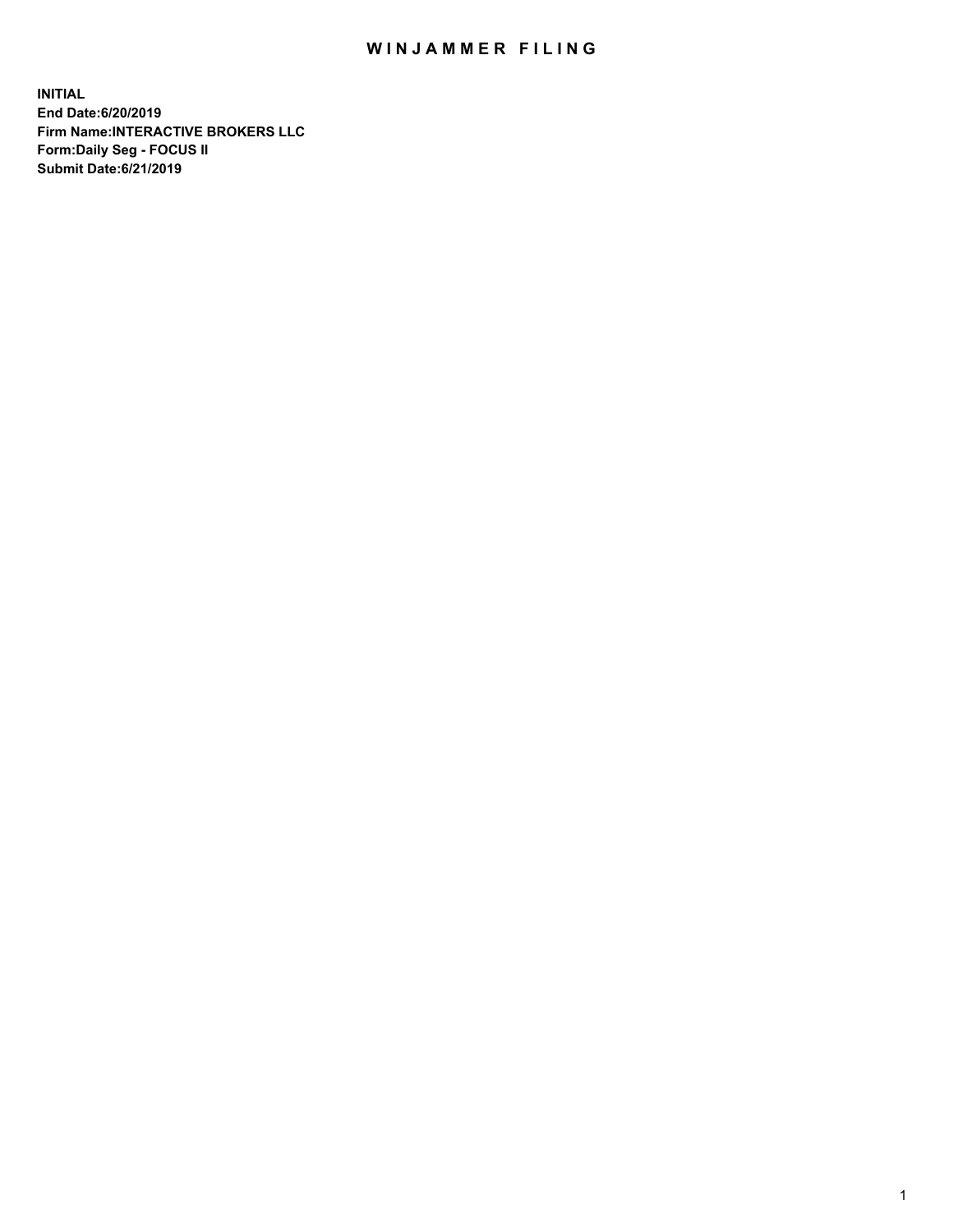# WINJAMMER FILING

**INITIAL**
**End Date:6/20/2019**
**Firm Name:INTERACTIVE BROKERS LLC**
**Form:Daily Seg - FOCUS II**
**Submit Date:6/21/2019**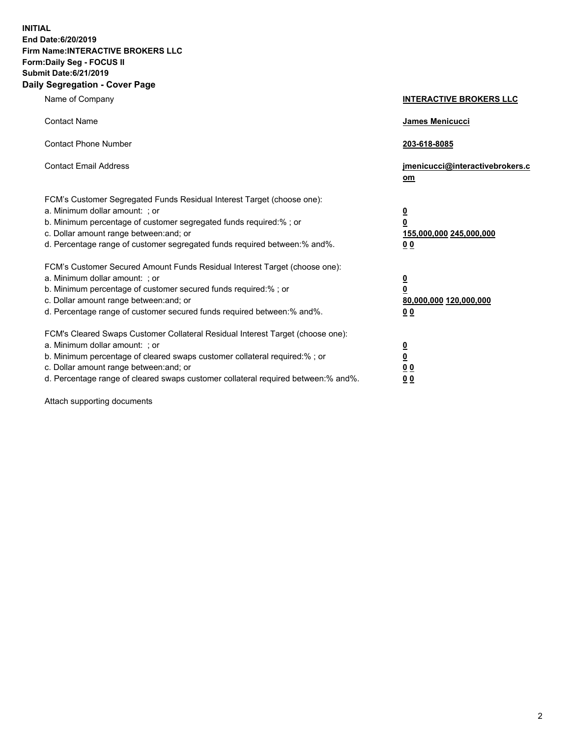**INITIAL**
**End Date:6/20/2019**
**Firm Name:INTERACTIVE BROKERS LLC**
**Form:Daily Seg - FOCUS II**
**Submit Date:6/21/2019**

## Daily Segregation - Cover Page

| | |
|---|---|
| Name of Company | **INTERACTIVE BROKERS LLC** |
| Contact Name | **James Menicucci** |
| Contact Phone Number | **203-618-8085** |
| Contact Email Address | **jmenicucci@interactivebrokers.com** |

FCM's Customer Segregated Funds Residual Interest Target (choose one):

| | |
|---|---|
| a. Minimum dollar amount: ; or | **0** |
| b. Minimum percentage of customer segregated funds required:% ; or | **0** |
| c. Dollar amount range between:and; or | **155,000,000 245,000,000** |
| d. Percentage range of customer segregated funds required between:% and%. | **0 0** |

FCM's Customer Secured Amount Funds Residual Interest Target (choose one):

| | |
|---|---|
| a. Minimum dollar amount: ; or | **0** |
| b. Minimum percentage of customer secured funds required:% ; or | **0** |
| c. Dollar amount range between:and; or | **80,000,000 120,000,000** |
| d. Percentage range of customer secured funds required between:% and%. | **0 0** |

FCM's Cleared Swaps Customer Collateral Residual Interest Target (choose one):

| | |
|---|---|
| a. Minimum dollar amount: ; or | **0** |
| b. Minimum percentage of cleared swaps customer collateral required:% ; or | **0** |
| c. Dollar amount range between:and; or | **0 0** |
| d. Percentage range of cleared swaps customer collateral required between:% and%. | **0 0** |

Attach supporting documents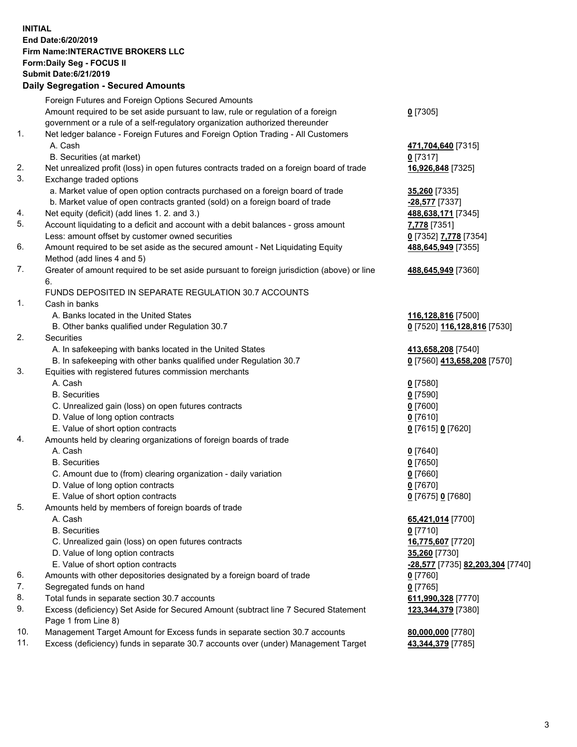**INITIAL**
**End Date:6/20/2019**
**Firm Name:INTERACTIVE BROKERS LLC**
**Form:Daily Seg - FOCUS II**
**Submit Date:6/21/2019**
**Daily Segregation - Secured Amounts**

| | | |
|---|---|---|
| | Foreign Futures and Foreign Options Secured Amounts | |
| | Amount required to be set aside pursuant to law, rule or regulation of a foreign government or a rule of a self-regulatory organization authorized thereunder | **0** [7305] |
| 1. | Net ledger balance - Foreign Futures and Foreign Option Trading - All Customers | |
| | A. Cash | **471,704,640** [7315] |
| | B. Securities (at market) | **0** [7317] |
| 2. | Net unrealized profit (loss) in open futures contracts traded on a foreign board of trade | **16,926,848** [7325] |
| 3. | Exchange traded options | |
| | a. Market value of open option contracts purchased on a foreign board of trade | **35,260** [7335] |
| | b. Market value of open contracts granted (sold) on a foreign board of trade | **-28,577** [7337] |
| 4. | Net equity (deficit) (add lines 1. 2. and 3.) | **488,638,171** [7345] |
| 5. | Account liquidating to a deficit and account with a debit balances - gross amount | **7,778** [7351] |
| | Less: amount offset by customer owned securities | **0** [7352] **7,778** [7354] |
| 6. | Amount required to be set aside as the secured amount - Net Liquidating Equity Method (add lines 4 and 5) | **488,645,949** [7355] |
| 7. | Greater of amount required to be set aside pursuant to foreign jurisdiction (above) or line 6. | **488,645,949** [7360] |
| | FUNDS DEPOSITED IN SEPARATE REGULATION 30.7 ACCOUNTS | |
| 1. | Cash in banks | |
| | A. Banks located in the United States | **116,128,816** [7500] |
| | B. Other banks qualified under Regulation 30.7 | **0** [7520] **116,128,816** [7530] |
| 2. | Securities | |
| | A. In safekeeping with banks located in the United States | **413,658,208** [7540] |
| | B. In safekeeping with other banks qualified under Regulation 30.7 | **0** [7560] **413,658,208** [7570] |
| 3. | Equities with registered futures commission merchants | |
| | A. Cash | **0** [7580] |
| | B. Securities | **0** [7590] |
| | C. Unrealized gain (loss) on open futures contracts | **0** [7600] |
| | D. Value of long option contracts | **0** [7610] |
| | E. Value of short option contracts | **0** [7615] **0** [7620] |
| 4. | Amounts held by clearing organizations of foreign boards of trade | |
| | A. Cash | **0** [7640] |
| | B. Securities | **0** [7650] |
| | C. Amount due to (from) clearing organization - daily variation | **0** [7660] |
| | D. Value of long option contracts | **0** [7670] |
| | E. Value of short option contracts | **0** [7675] **0** [7680] |
| 5. | Amounts held by members of foreign boards of trade | |
| | A. Cash | **65,421,014** [7700] |
| | B. Securities | **0** [7710] |
| | C. Unrealized gain (loss) on open futures contracts | **16,775,607** [7720] |
| | D. Value of long option contracts | **35,260** [7730] |
| | E. Value of short option contracts | **-28,577** [7735] **82,203,304** [7740] |
| 6. | Amounts with other depositories designated by a foreign board of trade | **0** [7760] |
| 7. | Segregated funds on hand | **0** [7765] |
| 8. | Total funds in separate section 30.7 accounts | **611,990,328** [7770] |
| 9. | Excess (deficiency) Set Aside for Secured Amount (subtract line 7 Secured Statement Page 1 from Line 8) | **123,344,379** [7380] |
| 10. | Management Target Amount for Excess funds in separate section 30.7 accounts | **80,000,000** [7780] |
| 11. | Excess (deficiency) funds in separate 30.7 accounts over (under) Management Target | **43,344,379** [7785] |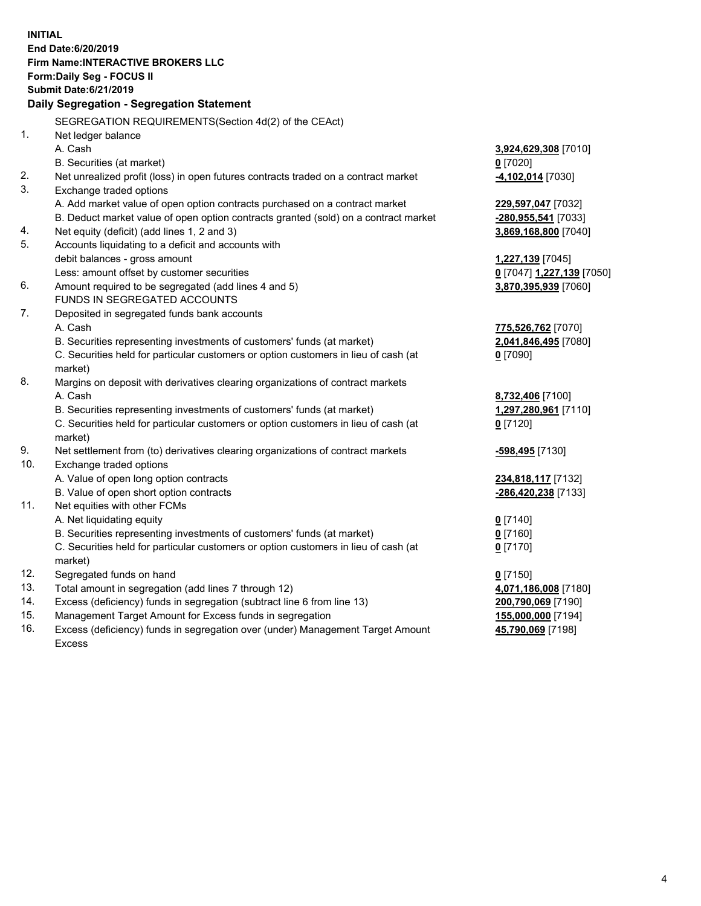**INITIAL**
**End Date:6/20/2019**
**Firm Name:INTERACTIVE BROKERS LLC**
**Form:Daily Seg - FOCUS II**
**Submit Date:6/21/2019**

## Daily Segregation - Segregation Statement

| | | |
|---|---|---|
| | SEGREGATION REQUIREMENTS(Section 4d(2) of the CEAct) | |
| 1. | Net ledger balance | |
| | A. Cash | **3,924,629,308** [7010] |
| | B. Securities (at market) | **0** [7020] |
| 2. | Net unrealized profit (loss) in open futures contracts traded on a contract market | **-4,102,014** [7030] |
| 3. | Exchange traded options | |
| | A. Add market value of open option contracts purchased on a contract market | **229,597,047** [7032] |
| | B. Deduct market value of open option contracts granted (sold) on a contract market | **-280,955,541** [7033] |
| 4. | Net equity (deficit) (add lines 1, 2 and 3) | **3,869,168,800** [7040] |
| 5. | Accounts liquidating to a deficit and accounts with | |
| | debit balances - gross amount | **1,227,139** [7045] |
| | Less: amount offset by customer securities | **0** [7047] **1,227,139** [7050] |
| 6. | Amount required to be segregated (add lines 4 and 5) | **3,870,395,939** [7060] |
| | FUNDS IN SEGREGATED ACCOUNTS | |
| 7. | Deposited in segregated funds bank accounts | |
| | A. Cash | **775,526,762** [7070] |
| | B. Securities representing investments of customers' funds (at market) | **2,041,846,495** [7080] |
| | C. Securities held for particular customers or option customers in lieu of cash (at market) | **0** [7090] |
| 8. | Margins on deposit with derivatives clearing organizations of contract markets | |
| | A. Cash | **8,732,406** [7100] |
| | B. Securities representing investments of customers' funds (at market) | **1,297,280,961** [7110] |
| | C. Securities held for particular customers or option customers in lieu of cash (at market) | **0** [7120] |
| 9. | Net settlement from (to) derivatives clearing organizations of contract markets | **-598,495** [7130] |
| 10. | Exchange traded options | |
| | A. Value of open long option contracts | **234,818,117** [7132] |
| | B. Value of open short option contracts | **-286,420,238** [7133] |
| 11. | Net equities with other FCMs | |
| | A. Net liquidating equity | **0** [7140] |
| | B. Securities representing investments of customers' funds (at market) | **0** [7160] |
| | C. Securities held for particular customers or option customers in lieu of cash (at market) | **0** [7170] |
| 12. | Segregated funds on hand | **0** [7150] |
| 13. | Total amount in segregation (add lines 7 through 12) | **4,071,186,008** [7180] |
| 14. | Excess (deficiency) funds in segregation (subtract line 6 from line 13) | **200,790,069** [7190] |
| 15. | Management Target Amount for Excess funds in segregation | **155,000,000** [7194] |
| 16. | Excess (deficiency) funds in segregation over (under) Management Target Amount Excess | **45,790,069** [7198] |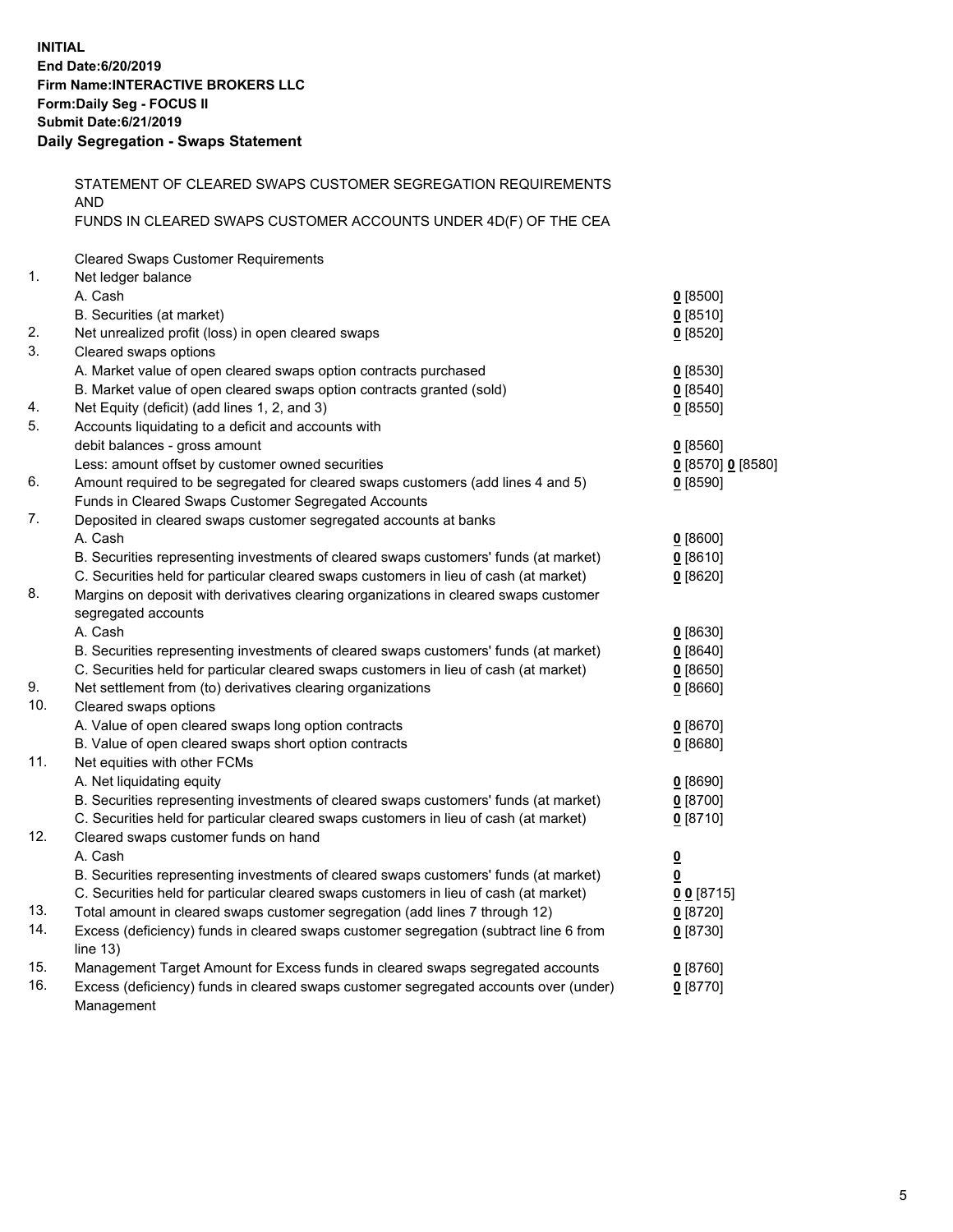**INITIAL**
**End Date:6/20/2019**
**Firm Name:INTERACTIVE BROKERS LLC**
**Form:Daily Seg - FOCUS II**
**Submit Date:6/21/2019**
**Daily Segregation - Swaps Statement**

STATEMENT OF CLEARED SWAPS CUSTOMER SEGREGATION REQUIREMENTS AND FUNDS IN CLEARED SWAPS CUSTOMER ACCOUNTS UNDER 4D(F) OF THE CEA

| | | |
|---|---|---|
| | Cleared Swaps Customer Requirements | |
| 1. | Net ledger balance | |
| | A. Cash | 0 [8500] |
| | B. Securities (at market) | 0 [8510] |
| 2. | Net unrealized profit (loss) in open cleared swaps | 0 [8520] |
| 3. | Cleared swaps options | |
| | A. Market value of open cleared swaps option contracts purchased | 0 [8530] |
| | B. Market value of open cleared swaps option contracts granted (sold) | 0 [8540] |
| 4. | Net Equity (deficit) (add lines 1, 2, and 3) | 0 [8550] |
| 5. | Accounts liquidating to a deficit and accounts with debit balances - gross amount | 0 [8560] |
| | Less: amount offset by customer owned securities | 0 [8570] 0 [8580] |
| 6. | Amount required to be segregated for cleared swaps customers (add lines 4 and 5) | 0 [8590] |
| | Funds in Cleared Swaps Customer Segregated Accounts | |
| 7. | Deposited in cleared swaps customer segregated accounts at banks | |
| | A. Cash | 0 [8600] |
| | B. Securities representing investments of cleared swaps customers' funds (at market) | 0 [8610] |
| | C. Securities held for particular cleared swaps customers in lieu of cash (at market) | 0 [8620] |
| 8. | Margins on deposit with derivatives clearing organizations in cleared swaps customer segregated accounts | |
| | A. Cash | 0 [8630] |
| | B. Securities representing investments of cleared swaps customers' funds (at market) | 0 [8640] |
| | C. Securities held for particular cleared swaps customers in lieu of cash (at market) | 0 [8650] |
| 9. | Net settlement from (to) derivatives clearing organizations | 0 [8660] |
| 10. | Cleared swaps options | |
| | A. Value of open cleared swaps long option contracts | 0 [8670] |
| | B. Value of open cleared swaps short option contracts | 0 [8680] |
| 11. | Net equities with other FCMs | |
| | A. Net liquidating equity | 0 [8690] |
| | B. Securities representing investments of cleared swaps customers' funds (at market) | 0 [8700] |
| | C. Securities held for particular cleared swaps customers in lieu of cash (at market) | 0 [8710] |
| 12. | Cleared swaps customer funds on hand | |
| | A. Cash | 0 |
| | B. Securities representing investments of cleared swaps customers' funds (at market) | 0 |
| | C. Securities held for particular cleared swaps customers in lieu of cash (at market) | 0 0 [8715] |
| 13. | Total amount in cleared swaps customer segregation (add lines 7 through 12) | 0 [8720] |
| 14. | Excess (deficiency) funds in cleared swaps customer segregation (subtract line 6 from line 13) | 0 [8730] |
| 15. | Management Target Amount for Excess funds in cleared swaps segregated accounts | 0 [8760] |
| 16. | Excess (deficiency) funds in cleared swaps customer segregated accounts over (under) Management | 0 [8770] |